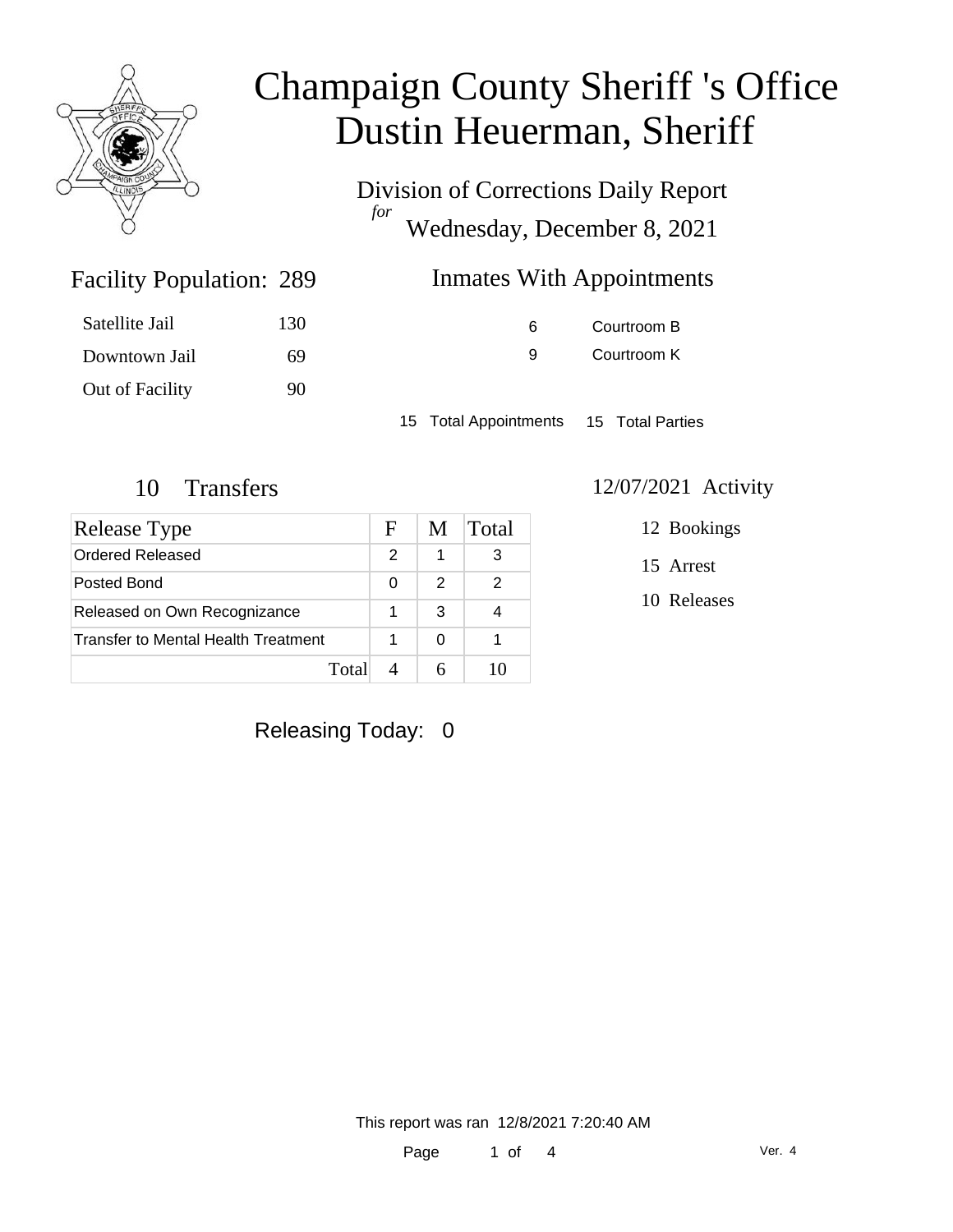# Champaign County Sheriff 's Office
# Dustin Heuerman, Sheriff

Division of Corrections Daily Report

*for* Wednesday, December 8, 2021

## Facility Population: 289

| | |
|---|---|
| Satellite Jail | 130 |
| Downtown Jail | 69 |
| Out of Facility | 90 |

## Inmates With Appointments

| | |
|---|---|
| 6 | Courtroom B |
| 9 | Courtroom K |

15 Total Appointments    15 Total Parties

## 10 Transfers

| Release Type | F | M | Total |
|---|---|---|---|
| Ordered Released | 2 | 1 | 3 |
| Posted Bond | 0 | 2 | 2 |
| Released on Own Recognizance | 1 | 3 | 4 |
| Transfer to Mental Health Treatment | 1 | 0 | 1 |
| Total | 4 | 6 | 10 |

## 12/07/2021 Activity

12 Bookings

15 Arrest

10 Releases

Releasing Today: 0

This report was ran 12/8/2021 7:20:40 AM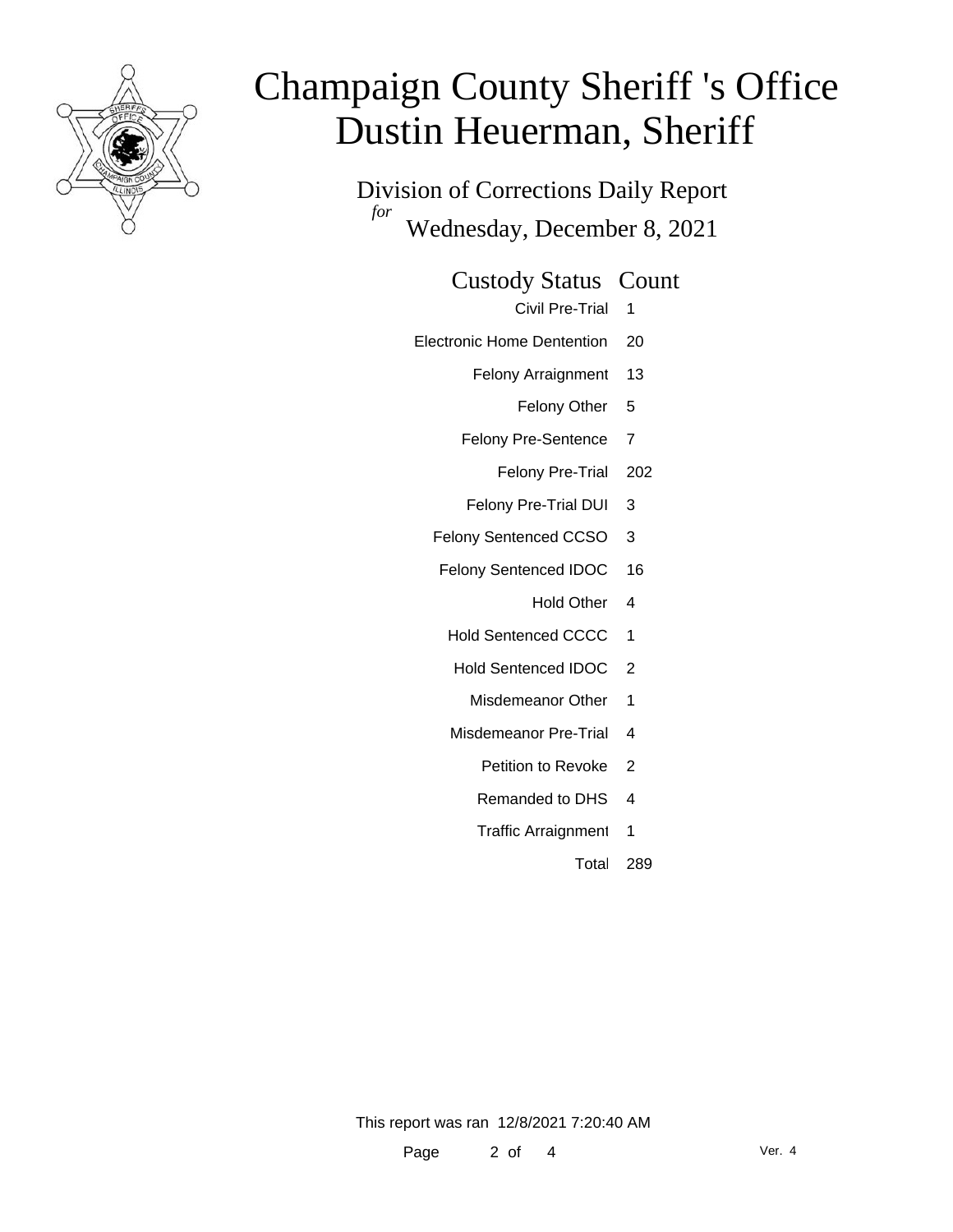# Champaign County Sheriff 's Office
# Dustin Heuerman, Sheriff

Division of Corrections Daily Report
*for*
Wednesday, December 8, 2021

| Custody Status | Count |
|---|---|
| Civil Pre-Trial | 1 |
| Electronic Home Dentention | 20 |
| Felony Arraignment | 13 |
| Felony Other | 5 |
| Felony Pre-Sentence | 7 |
| Felony Pre-Trial | 202 |
| Felony Pre-Trial DUI | 3 |
| Felony Sentenced CCSO | 3 |
| Felony Sentenced IDOC | 16 |
| Hold Other | 4 |
| Hold Sentenced CCCC | 1 |
| Hold Sentenced IDOC | 2 |
| Misdemeanor Other | 1 |
| Misdemeanor Pre-Trial | 4 |
| Petition to Revoke | 2 |
| Remanded to DHS | 4 |
| Traffic Arraignment | 1 |
| Total | 289 |

This report was ran 12/8/2021 7:20:40 AM

Ver. 4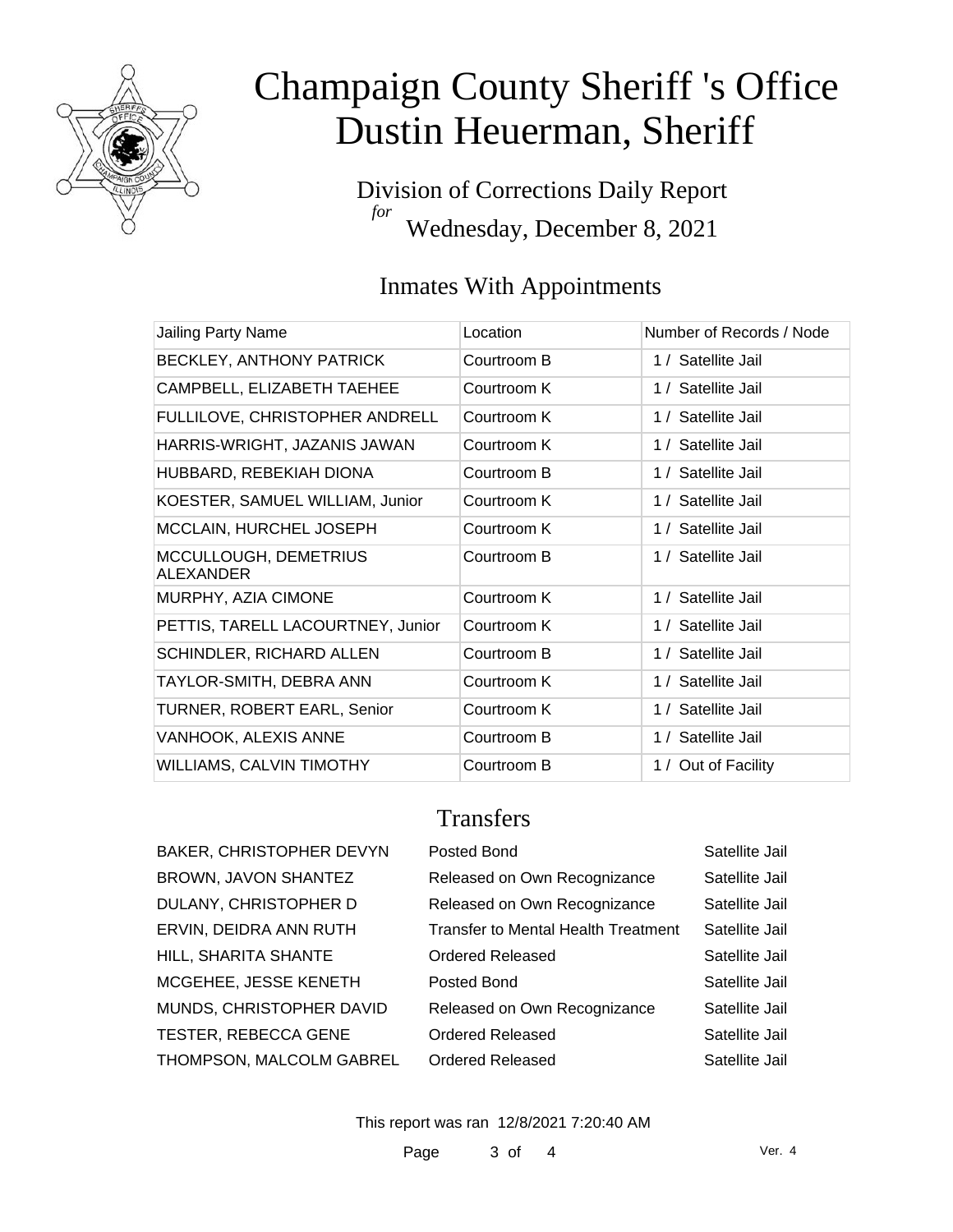# Champaign County Sheriff 's Office
# Dustin Heuerman, Sheriff

Division of Corrections Daily Report *for* Wednesday, December 8, 2021

## Inmates With Appointments

| Jailing Party Name | Location | Number of Records / Node |
|---|---|---|
| BECKLEY, ANTHONY PATRICK | Courtroom B | 1 / Satellite Jail |
| CAMPBELL, ELIZABETH TAEHEE | Courtroom K | 1 / Satellite Jail |
| FULLILOVE, CHRISTOPHER ANDRELL | Courtroom K | 1 / Satellite Jail |
| HARRIS-WRIGHT, JAZANIS JAWAN | Courtroom K | 1 / Satellite Jail |
| HUBBARD, REBEKIAH DIONA | Courtroom B | 1 / Satellite Jail |
| KOESTER, SAMUEL WILLIAM, Junior | Courtroom K | 1 / Satellite Jail |
| MCCLAIN, HURCHEL JOSEPH | Courtroom K | 1 / Satellite Jail |
| MCCULLOUGH, DEMETRIUS ALEXANDER | Courtroom B | 1 / Satellite Jail |
| MURPHY, AZIA CIMONE | Courtroom K | 1 / Satellite Jail |
| PETTIS, TARELL LACOURTNEY, Junior | Courtroom K | 1 / Satellite Jail |
| SCHINDLER, RICHARD ALLEN | Courtroom B | 1 / Satellite Jail |
| TAYLOR-SMITH, DEBRA ANN | Courtroom K | 1 / Satellite Jail |
| TURNER, ROBERT EARL, Senior | Courtroom K | 1 / Satellite Jail |
| VANHOOK, ALEXIS ANNE | Courtroom B | 1 / Satellite Jail |
| WILLIAMS, CALVIN TIMOTHY | Courtroom B | 1 / Out of Facility |

## Transfers

| | | |
|---|---|---|
| BAKER, CHRISTOPHER DEVYN | Posted Bond | Satellite Jail |
| BROWN, JAVON SHANTEZ | Released on Own Recognizance | Satellite Jail |
| DULANY, CHRISTOPHER D | Released on Own Recognizance | Satellite Jail |
| ERVIN, DEIDRA ANN RUTH | Transfer to Mental Health Treatment | Satellite Jail |
| HILL, SHARITA SHANTE | Ordered Released | Satellite Jail |
| MCGEHEE, JESSE KENETH | Posted Bond | Satellite Jail |
| MUNDS, CHRISTOPHER DAVID | Released on Own Recognizance | Satellite Jail |
| TESTER, REBECCA GENE | Ordered Released | Satellite Jail |
| THOMPSON, MALCOLM GABREL | Ordered Released | Satellite Jail |

This report was ran 12/8/2021 7:20:40 AM

Ver. 4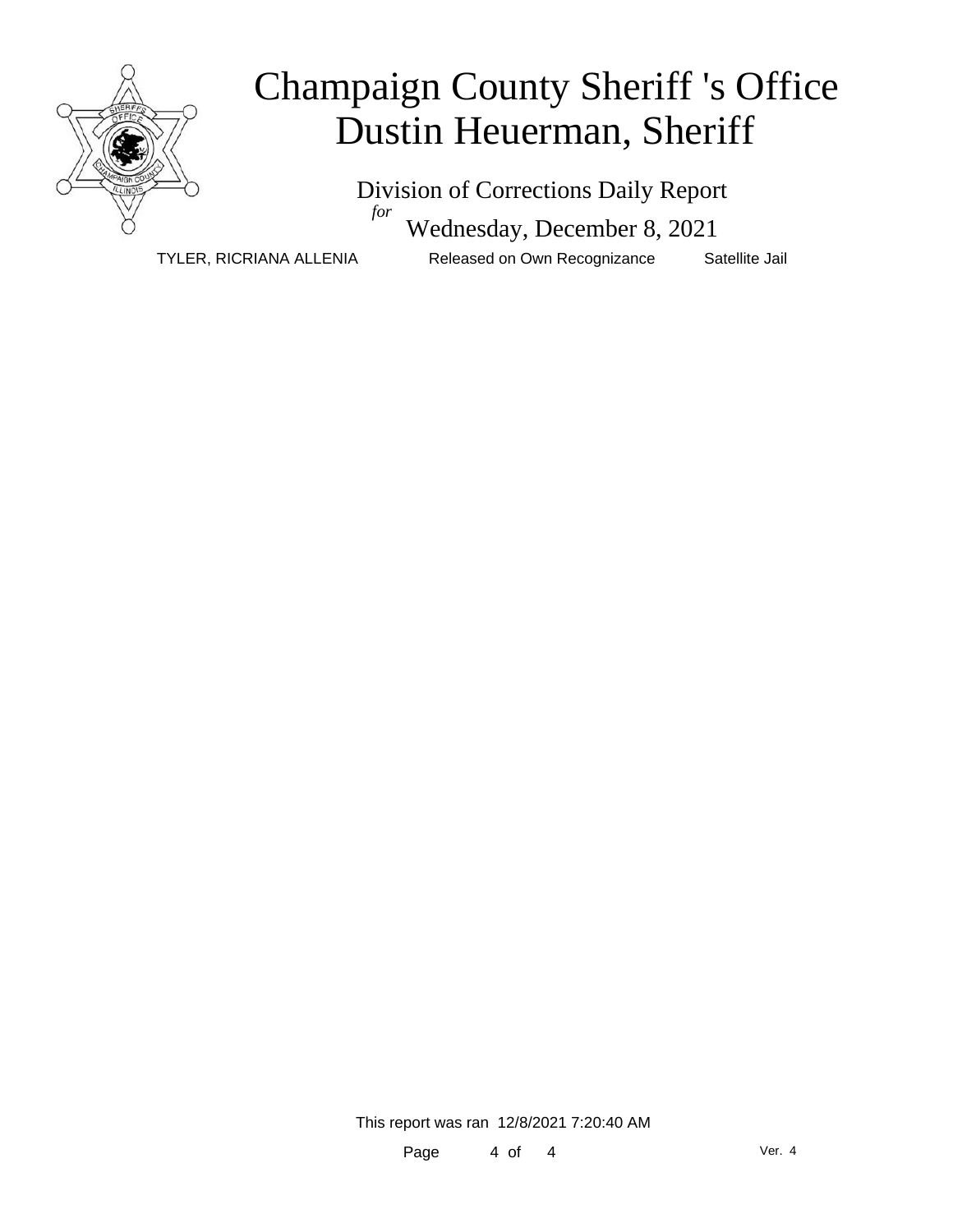# Champaign County Sheriff 's Office
# Dustin Heuerman, Sheriff

Division of Corrections Daily Report

*for* Wednesday, December 8, 2021

| | | |
|---|---|---|
| TYLER, RICRIANA ALLENIA | Released on Own Recognizance | Satellite Jail |

This report was ran 12/8/2021 7:20:40 AM

Ver. 4